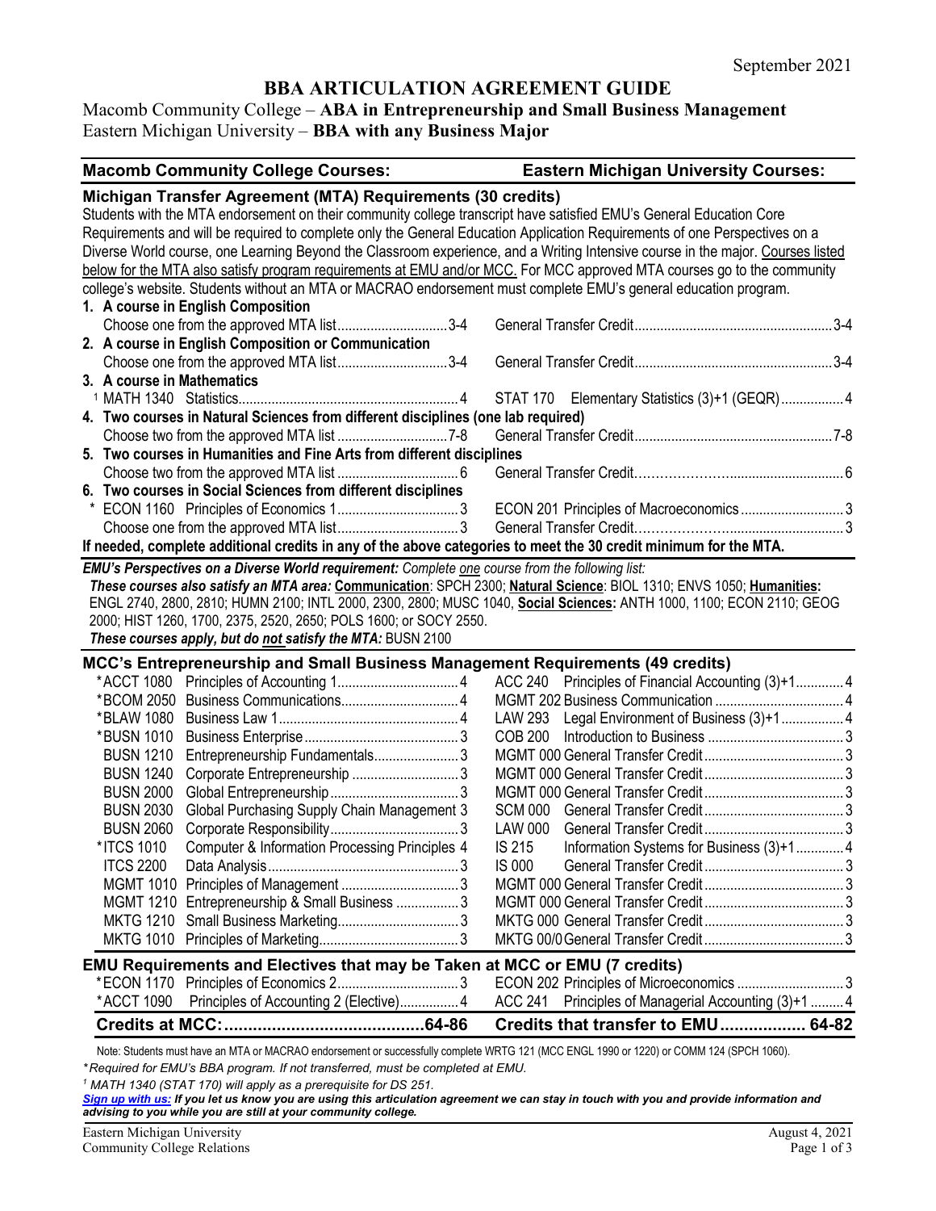September 2021

# BBA ARTICULATION AGREEMENT GUIDE

Macomb Community College – **ABA in Entrepreneurship and Small Business Management**
Eastern Michigan University – **BBA with any Business Major**

| Macomb Community College Courses: | Eastern Michigan University Courses: |
|---|---|

## Michigan Transfer Agreement (MTA) Requirements (30 credits)

Students with the MTA endorsement on their community college transcript have satisfied EMU's General Education Core Requirements and will be required to complete only the General Education Application Requirements of one Perspectives on a Diverse World course, one Learning Beyond the Classroom experience, and a Writing Intensive course in the major. Courses listed below for the MTA also satisfy program requirements at EMU and/or MCC. For MCC approved MTA courses go to the community college's website. Students without an MTA or MACRAO endorsement must complete EMU's general education program.

| Macomb Community College Courses | Credits | Eastern Michigan University Courses | Credits |
|---|---|---|---|
| **1. A course in English Composition** | | | |
| Choose one from the approved MTA list | 3-4 | General Transfer Credit | 3-4 |
| **2. A course in English Composition or Communication** | | | |
| Choose one from the approved MTA list | 3-4 | General Transfer Credit | 3-4 |
| **3. A course in Mathematics** | | | |
| [1] MATH 1340 Statistics | 4 | STAT 170 Elementary Statistics (3)+1 (GEQR) | 4 |
| **4. Two courses in Natural Sciences from different disciplines (one lab required)** | | | |
| Choose two from the approved MTA list | 7-8 | General Transfer Credit | 7-8 |
| **5. Two courses in Humanities and Fine Arts from different disciplines** | | | |
| Choose two from the approved MTA list | 6 | General Transfer Credit | 6 |
| **6. Two courses in Social Sciences from different disciplines** | | | |
| * ECON 1160 Principles of Economics 1 | 3 | ECON 201 Principles of Macroeconomics | 3 |
| Choose one from the approved MTA list | 3 | General Transfer Credit | 3 |

**If needed, complete additional credits in any of the above categories to meet the 30 credit minimum for the MTA.**

***EMU's Perspectives on a Diverse World requirement:*** *Complete one course from the following list:*
***These courses also satisfy an MTA area:*** **Communication**: SPCH 2300; **Natural Science**: BIOL 1310; ENVS 1050; **Humanities:** ENGL 2740, 2800, 2810; HUMN 2100; INTL 2000, 2300, 2800; MUSC 1040, **Social Sciences:** ANTH 1000, 1100; ECON 2110; GEOG 2000; HIST 1260, 1700, 2375, 2520, 2650; POLS 1600; or SOCY 2550.
***These courses apply, but do not satisfy the MTA:*** BUSN 2100

## MCC's Entrepreneurship and Small Business Management Requirements (49 credits)

| Macomb Community College Courses | Credits | Eastern Michigan University Courses | Credits |
|---|---|---|---|
| *ACCT 1080 Principles of Accounting 1 | 4 | ACC 240 Principles of Financial Accounting (3)+1 | 4 |
| *BCOM 2050 Business Communications | 4 | MGMT 202 Business Communication | 4 |
| *BLAW 1080 Business Law 1 | 4 | LAW 293 Legal Environment of Business (3)+1 | 4 |
| *BUSN 1010 Business Enterprise | 3 | COB 200 Introduction to Business | 3 |
| BUSN 1210 Entrepreneurship Fundamentals | 3 | MGMT 000 General Transfer Credit | 3 |
| BUSN 1240 Corporate Entrepreneurship | 3 | MGMT 000 General Transfer Credit | 3 |
| BUSN 2000 Global Entrepreneurship | 3 | MGMT 000 General Transfer Credit | 3 |
| BUSN 2030 Global Purchasing Supply Chain Management | 3 | SCM 000 General Transfer Credit | 3 |
| BUSN 2060 Corporate Responsibility | 3 | LAW 000 General Transfer Credit | 3 |
| *ITCS 1010 Computer & Information Processing Principles | 4 | IS 215 Information Systems for Business (3)+1 | 4 |
| ITCS 2200 Data Analysis | 3 | IS 000 General Transfer Credit | 3 |
| MGMT 1010 Principles of Management | 3 | MGMT 000 General Transfer Credit | 3 |
| MGMT 1210 Entrepreneurship & Small Business | 3 | MGMT 000 General Transfer Credit | 3 |
| MKTG 1210 Small Business Marketing | 3 | MKTG 000 General Transfer Credit | 3 |
| MKTG 1010 Principles of Marketing | 3 | MKTG 00/0 General Transfer Credit | 3 |

## EMU Requirements and Electives that may be Taken at MCC or EMU (7 credits)

| Macomb Community College Courses | Credits | Eastern Michigan University Courses | Credits |
|---|---|---|---|
| *ECON 1170 Principles of Economics 2 | 3 | ECON 202 Principles of Microeconomics | 3 |
| *ACCT 1090 Principles of Accounting 2 (Elective) | 4 | ACC 241 Principles of Managerial Accounting (3)+1 | 4 |
| **Credits at MCC:** | **64-86** | **Credits that transfer to EMU** | **64-82** |

Note: Students must have an MTA or MACRAO endorsement or successfully complete WRTG 121 (MCC ENGL 1990 or 1220) or COMM 124 (SPCH 1060).

*\*Required for EMU's BBA program. If not transferred, must be completed at EMU.*

*[1] MATH 1340 (STAT 170) will apply as a prerequisite for DS 251.*

***Sign up with us:** If you let us know you are using this articulation agreement we can stay in touch with you and provide information and advising to you while you are still at your community college.*

Eastern Michigan University
Community College Relations

August 4, 2021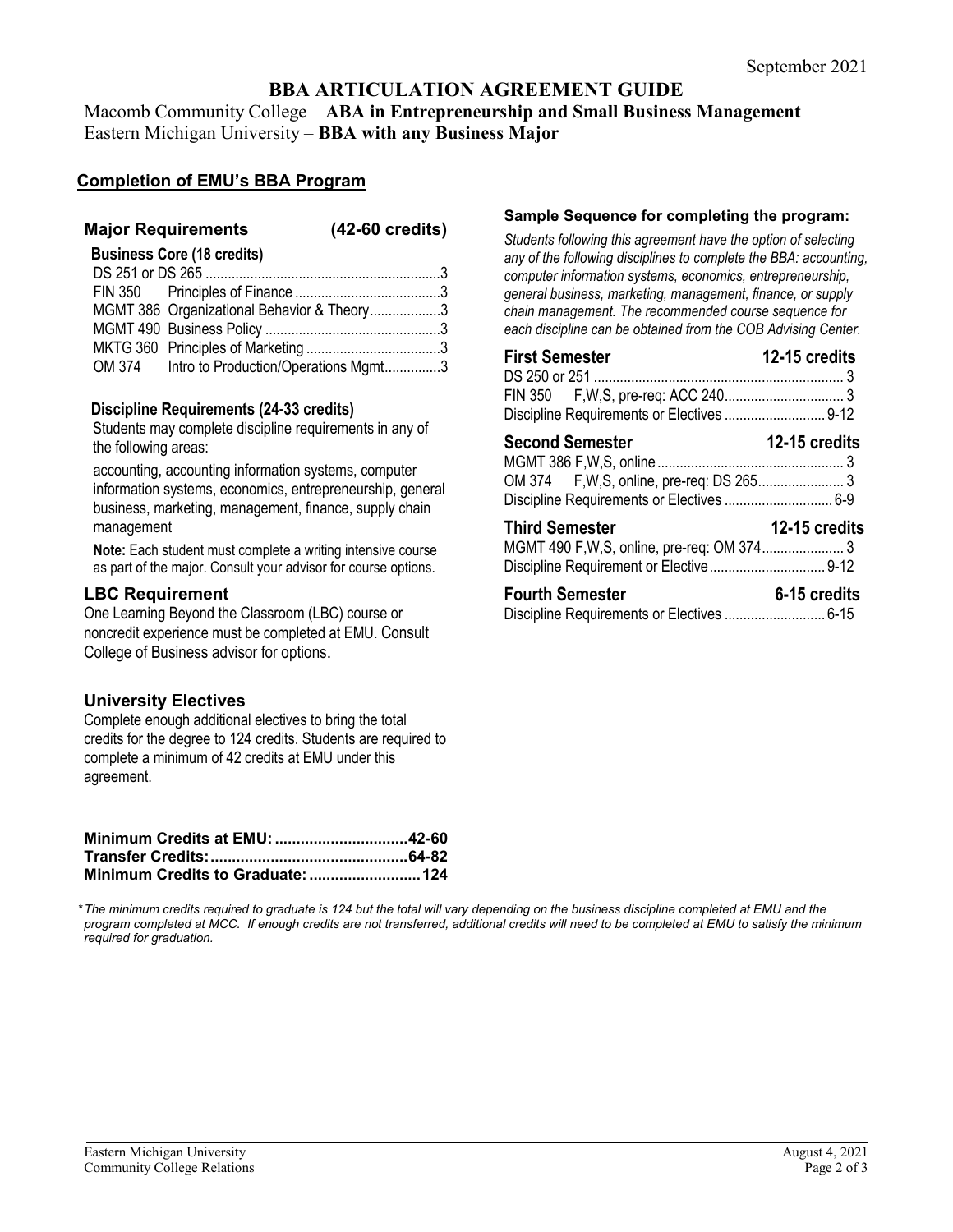September 2021

# BBA ARTICULATION AGREEMENT GUIDE

Macomb Community College – **ABA in Entrepreneurship and Small Business Management**
Eastern Michigan University – **BBA with any Business Major**

## Completion of EMU's BBA Program

### Major Requirements (42-60 credits)

**Business Core (18 credits)**

| Course | Title | Credits |
|---|---|---|
| DS 251 or DS 265 | | 3 |
| FIN 350 | Principles of Finance | 3 |
| MGMT 386 | Organizational Behavior & Theory | 3 |
| MGMT 490 | Business Policy | 3 |
| MKTG 360 | Principles of Marketing | 3 |
| OM 374 | Intro to Production/Operations Mgmt | 3 |

**Discipline Requirements (24-33 credits)**

Students may complete discipline requirements in any of the following areas:

accounting, accounting information systems, computer information systems, economics, entrepreneurship, general business, marketing, management, finance, supply chain management

**Note:** Each student must complete a writing intensive course as part of the major. Consult your advisor for course options.

### LBC Requirement

One Learning Beyond the Classroom (LBC) course or noncredit experience must be completed at EMU. Consult College of Business advisor for options.

### University Electives

Complete enough additional electives to bring the total credits for the degree to 124 credits. Students are required to complete a minimum of 42 credits at EMU under this agreement.

**Minimum Credits at EMU: ...............................42-60**
**Transfer Credits: ..............................................64-82**
**Minimum Credits to Graduate: ..........................124**

### Sample Sequence for completing the program:

*Students following this agreement have the option of selecting any of the following disciplines to complete the BBA: accounting, computer information systems, economics, entrepreneurship, general business, marketing, management, finance, or supply chain management. The recommended course sequence for each discipline can be obtained from the COB Advising Center.*

**First Semester — 12-15 credits**

| Course | Credits |
|---|---|
| DS 250 or 251 | 3 |
| FIN 350 F,W,S, pre-req: ACC 240 | 3 |
| Discipline Requirements or Electives | 9-12 |

**Second Semester — 12-15 credits**

| Course | Credits |
|---|---|
| MGMT 386 F,W,S, online | 3 |
| OM 374 F,W,S, online, pre-req: DS 265 | 3 |
| Discipline Requirements or Electives | 6-9 |

**Third Semester — 12-15 credits**

| Course | Credits |
|---|---|
| MGMT 490 F,W,S, online, pre-req: OM 374 | 3 |
| Discipline Requirement or Elective | 9-12 |

**Fourth Semester — 6-15 credits**

| Course | Credits |
|---|---|
| Discipline Requirements or Electives | 6-15 |

*\*The minimum credits required to graduate is 124 but the total will vary depending on the business discipline completed at EMU and the program completed at MCC. If enough credits are not transferred, additional credits will need to be completed at EMU to satisfy the minimum required for graduation.*

Eastern Michigan University
Community College Relations

August 4, 2021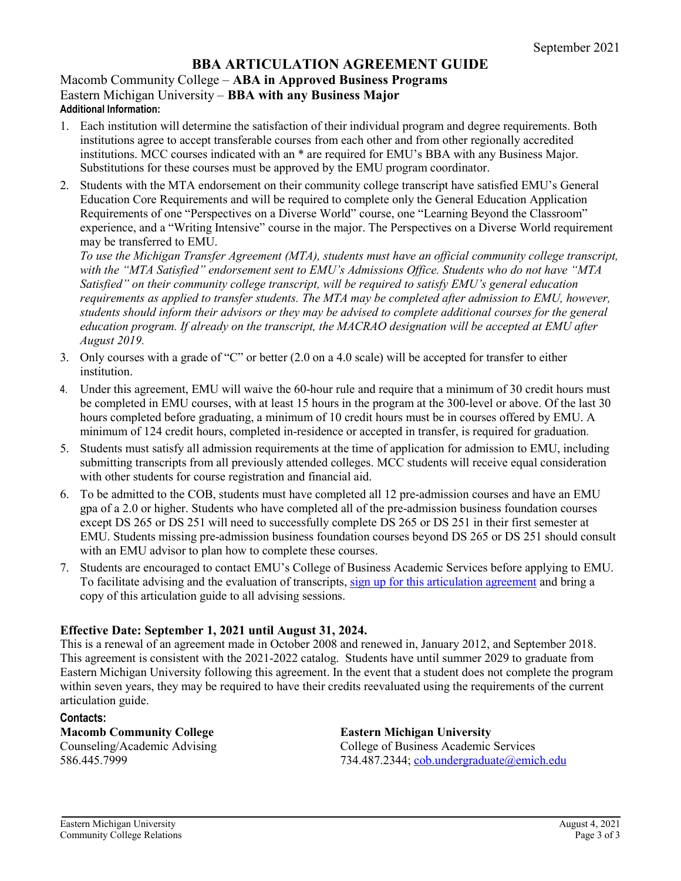September 2021

# BBA ARTICULATION AGREEMENT GUIDE

Macomb Community College – **ABA in Approved Business Programs**
Eastern Michigan University – **BBA with any Business Major**

**Additional Information:**

1. Each institution will determine the satisfaction of their individual program and degree requirements. Both institutions agree to accept transferable courses from each other and from other regionally accredited institutions. MCC courses indicated with an * are required for EMU's BBA with any Business Major. Substitutions for these courses must be approved by the EMU program coordinator.
2. Students with the MTA endorsement on their community college transcript have satisfied EMU's General Education Core Requirements and will be required to complete only the General Education Application Requirements of one "Perspectives on a Diverse World" course, one "Learning Beyond the Classroom" experience, and a "Writing Intensive" course in the major. The Perspectives on a Diverse World requirement may be transferred to EMU.
   *To use the Michigan Transfer Agreement (MTA), students must have an official community college transcript, with the "MTA Satisfied" endorsement sent to EMU's Admissions Office. Students who do not have "MTA Satisfied" on their community college transcript, will be required to satisfy EMU's general education requirements as applied to transfer students. The MTA may be completed after admission to EMU, however, students should inform their advisors or they may be advised to complete additional courses for the general education program. If already on the transcript, the MACRAO designation will be accepted at EMU after August 2019.*
3. Only courses with a grade of "C" or better (2.0 on a 4.0 scale) will be accepted for transfer to either institution.
4. Under this agreement, EMU will waive the 60-hour rule and require that a minimum of 30 credit hours must be completed in EMU courses, with at least 15 hours in the program at the 300-level or above. Of the last 30 hours completed before graduating, a minimum of 10 credit hours must be in courses offered by EMU. A minimum of 124 credit hours, completed in-residence or accepted in transfer, is required for graduation.
5. Students must satisfy all admission requirements at the time of application for admission to EMU, including submitting transcripts from all previously attended colleges. MCC students will receive equal consideration with other students for course registration and financial aid.
6. To be admitted to the COB, students must have completed all 12 pre-admission courses and have an EMU gpa of a 2.0 or higher. Students who have completed all of the pre-admission business foundation courses except DS 265 or DS 251 will need to successfully complete DS 265 or DS 251 in their first semester at EMU. Students missing pre-admission business foundation courses beyond DS 265 or DS 251 should consult with an EMU advisor to plan how to complete these courses.
7. Students are encouraged to contact EMU's College of Business Academic Services before applying to EMU. To facilitate advising and the evaluation of transcripts, [sign up for this articulation agreement]() and bring a copy of this articulation guide to all advising sessions.

**Effective Date: September 1, 2021 until August 31, 2024.**

This is a renewal of an agreement made in October 2008 and renewed in, January 2012, and September 2018. This agreement is consistent with the 2021-2022 catalog. Students have until summer 2029 to graduate from Eastern Michigan University following this agreement. In the event that a student does not complete the program within seven years, they may be required to have their credits reevaluated using the requirements of the current articulation guide.

**Contacts:**

**Macomb Community College**
Counseling/Academic Advising
586.445.7999

**Eastern Michigan University**
College of Business Academic Services
734.487.2344; cob.undergraduate@emich.edu